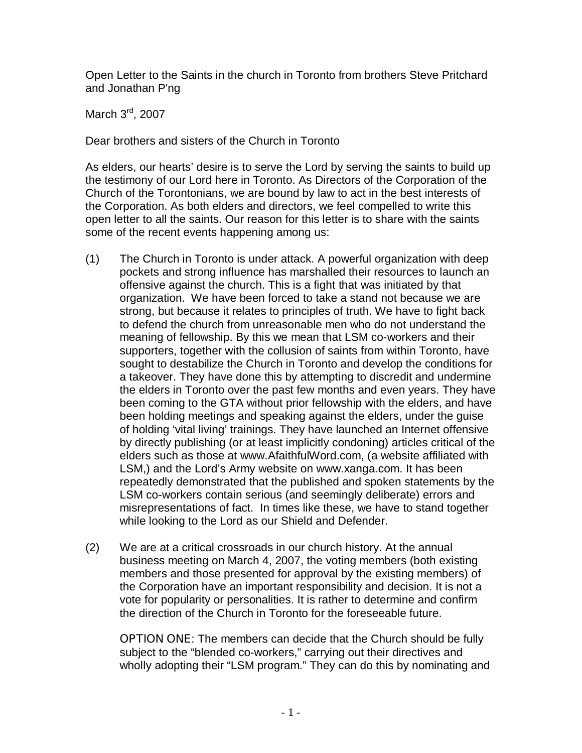Open Letter to the Saints in the church in Toronto from brothers Steve Pritchard and Jonathan P'ng

March 3rd, 2007

Dear brothers and sisters of the Church in Toronto

As elders, our hearts' desire is to serve the Lord by serving the saints to build up the testimony of our Lord here in Toronto. As Directors of the Corporation of the Church of the Torontonians, we are bound by law to act in the best interests of the Corporation. As both elders and directors, we feel compelled to write this open letter to all the saints. Our reason for this letter is to share with the saints some of the recent events happening among us:

(1) The Church in Toronto is under attack. A powerful organization with deep pockets and strong influence has marshalled their resources to launch an offensive against the church. This is a fight that was initiated by that organization. We have been forced to take a stand not because we are strong, but because it relates to principles of truth. We have to fight back to defend the church from unreasonable men who do not understand the meaning of fellowship. By this we mean that LSM co-workers and their supporters, together with the collusion of saints from within Toronto, have sought to destabilize the Church in Toronto and develop the conditions for a takeover. They have done this by attempting to discredit and undermine the elders in Toronto over the past few months and even years. They have been coming to the GTA without prior fellowship with the elders, and have been holding meetings and speaking against the elders, under the guise of holding 'vital living' trainings. They have launched an Internet offensive by directly publishing (or at least implicitly condoning) articles critical of the elders such as those at www.AfaithfulWord.com, (a website affiliated with LSM,) and the Lord's Army website on www.xanga.com. It has been repeatedly demonstrated that the published and spoken statements by the LSM co-workers contain serious (and seemingly deliberate) errors and misrepresentations of fact. In times like these, we have to stand together while looking to the Lord as our Shield and Defender.

(2) We are at a critical crossroads in our church history. At the annual business meeting on March 4, 2007, the voting members (both existing members and those presented for approval by the existing members) of the Corporation have an important responsibility and decision. It is not a vote for popularity or personalities. It is rather to determine and confirm the direction of the Church in Toronto for the foreseeable future.

OPTION ONE: The members can decide that the Church should be fully subject to the "blended co-workers," carrying out their directives and wholly adopting their "LSM program." They can do this by nominating and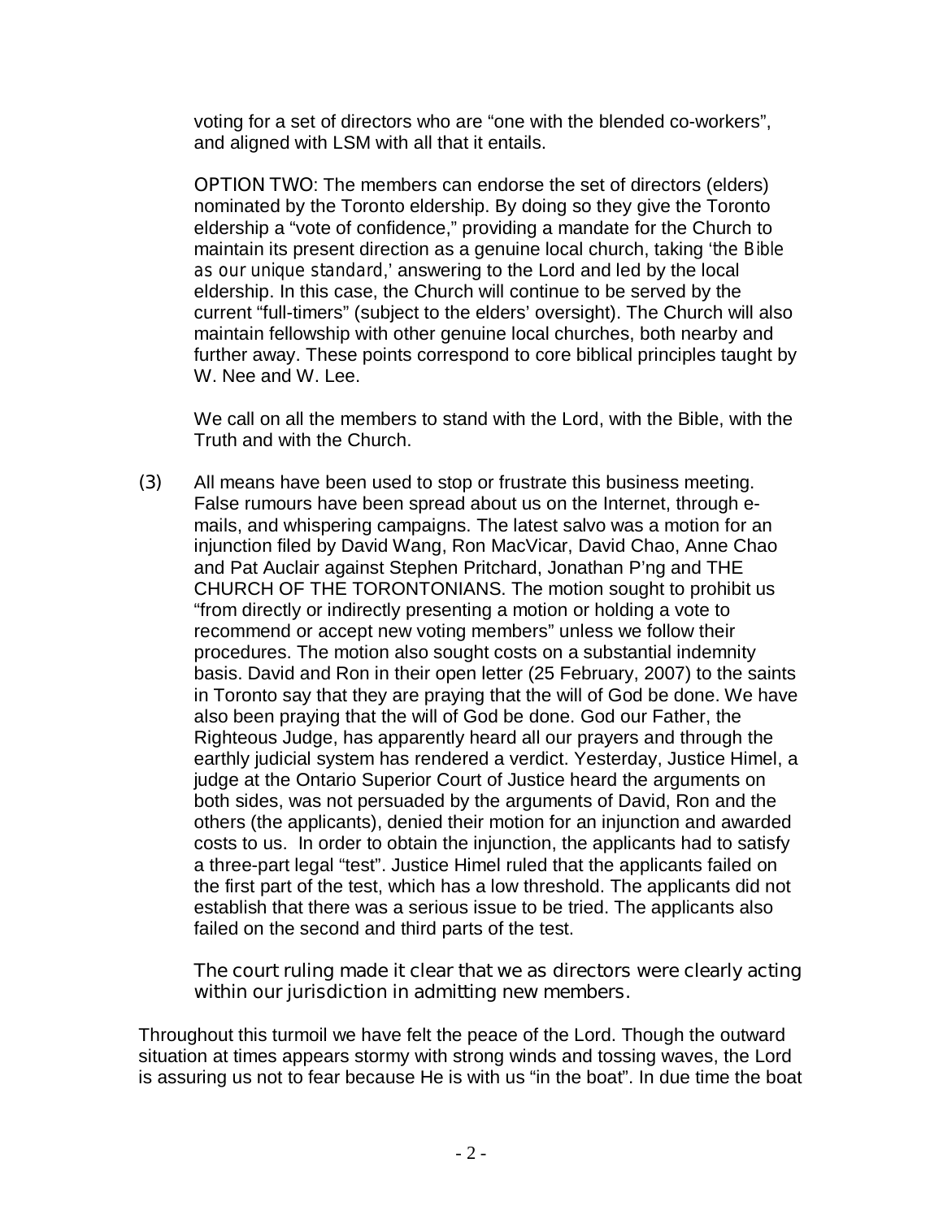voting for a set of directors who are "one with the blended co-workers", and aligned with LSM with all that it entails.

OPTION TWO: The members can endorse the set of directors (elders) nominated by the Toronto eldership. By doing so they give the Toronto eldership a "vote of confidence," providing a mandate for the Church to maintain its present direction as a genuine local church, taking '*the Bible as our unique standard*,' answering to the Lord and led by the local eldership. In this case, the Church will continue to be served by the current "full-timers" (subject to the elders' oversight). The Church will also maintain fellowship with other genuine local churches, both nearby and further away. These points correspond to core biblical principles taught by W. Nee and W. Lee.

We call on all the members to stand with the Lord, with the Bible, with the Truth and with the Church.

(3) All means have been used to stop or frustrate this business meeting. False rumours have been spread about us on the Internet, through e-mails, and whispering campaigns. The latest salvo was a motion for an injunction filed by David Wang, Ron MacVicar, David Chao, Anne Chao and Pat Auclair against Stephen Pritchard, Jonathan P'ng and THE CHURCH OF THE TORONTONIANS. The motion sought to prohibit us "from directly or indirectly presenting a motion or holding a vote to recommend or accept new voting members" unless we follow their procedures. The motion also sought costs on a substantial indemnity basis. David and Ron in their open letter (25 February, 2007) to the saints in Toronto say that they are praying that the will of God be done. We have also been praying that the will of God be done. God our Father, the Righteous Judge, has apparently heard all our prayers and through the earthly judicial system has rendered a verdict. Yesterday, Justice Himel, a judge at the Ontario Superior Court of Justice heard the arguments on both sides, was not persuaded by the arguments of David, Ron and the others (the applicants), denied their motion for an injunction and awarded costs to us. In order to obtain the injunction, the applicants had to satisfy a three-part legal "test". Justice Himel ruled that the applicants failed on the first part of the test, which has a low threshold. The applicants did not establish that there was a serious issue to be tried. The applicants also failed on the second and third parts of the test.

The court ruling made it clear that we as directors were clearly acting within our jurisdiction in admitting new members.

Throughout this turmoil we have felt the peace of the Lord. Though the outward situation at times appears stormy with strong winds and tossing waves, the Lord is assuring us not to fear because He is with us "in the boat". In due time the boat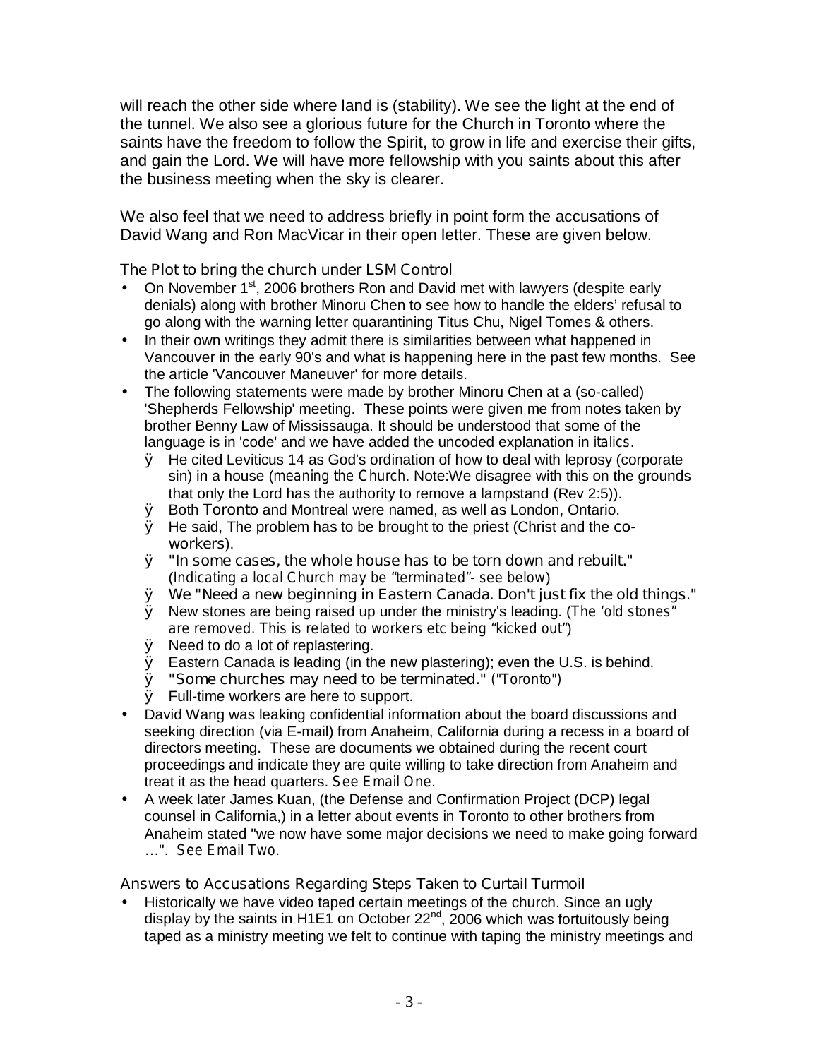will reach the other side where land is (stability). We see the light at the end of the tunnel. We also see a glorious future for the Church in Toronto where the saints have the freedom to follow the Spirit, to grow in life and exercise their gifts, and gain the Lord. We will have more fellowship with you saints about this after the business meeting when the sky is clearer.

We also feel that we need to address briefly in point form the accusations of David Wang and Ron MacVicar in their open letter. These are given below.

### The Plot to bring the church under LSM Control

- On November 1st, 2006 brothers Ron and David met with lawyers (despite early denials) along with brother Minoru Chen to see how to handle the elders' refusal to go along with the warning letter quarantining Titus Chu, Nigel Tomes & others.
- In their own writings they admit there is similarities between what happened in Vancouver in the early 90's and what is happening here in the past few months. See the article 'Vancouver Maneuver' for more details.
- The following statements were made by brother Minoru Chen at a (so-called) 'Shepherds Fellowship' meeting. These points were given me from notes taken by brother Benny Law of Mississauga. It should be understood that some of the language is in 'code' and we have added the uncoded explanation in *italics*.
  - He cited Leviticus 14 as God's ordination of how to deal with leprosy (corporate sin) in a house (*meaning the Church*. Note:We disagree with this on the grounds that only the Lord has the authority to remove a lampstand (Rev 2:5)).
  - Both Toronto and Montreal were named, as well as London, Ontario.
  - He said, The problem has to be brought to the priest (Christ and the co-workers).
  - "In some cases, the whole house has to be torn down and rebuilt." (*Indicating a local Church may be "terminated"- see below*)
  - We "Need a new beginning in Eastern Canada. Don't just fix the old things."
  - New stones are being raised up under the ministry's leading. (*The 'old stones" are removed. This is related to workers etc being "kicked out"*)
  - Need to do a lot of replastering.
  - Eastern Canada is leading (in the new plastering); even the U.S. is behind.
  - "Some churches may need to be terminated." (*"Toronto"*)
  - Full-time workers are here to support.
- David Wang was leaking confidential information about the board discussions and seeking direction (via E-mail) from Anaheim, California during a recess in a board of directors meeting. These are documents we obtained during the recent court proceedings and indicate they are quite willing to take direction from Anaheim and treat it as the head quarters. *See Email One.*
- A week later James Kuan, (the Defense and Confirmation Project (DCP) legal counsel in California,) in a letter about events in Toronto to other brothers from Anaheim stated "we now have some major decisions we need to make going forward …". *See Email Two.*

### Answers to Accusations Regarding Steps Taken to Curtail Turmoil

- Historically we have video taped certain meetings of the church. Since an ugly display by the saints in H1E1 on October 22nd, 2006 which was fortuitously being taped as a ministry meeting we felt to continue with taping the ministry meetings and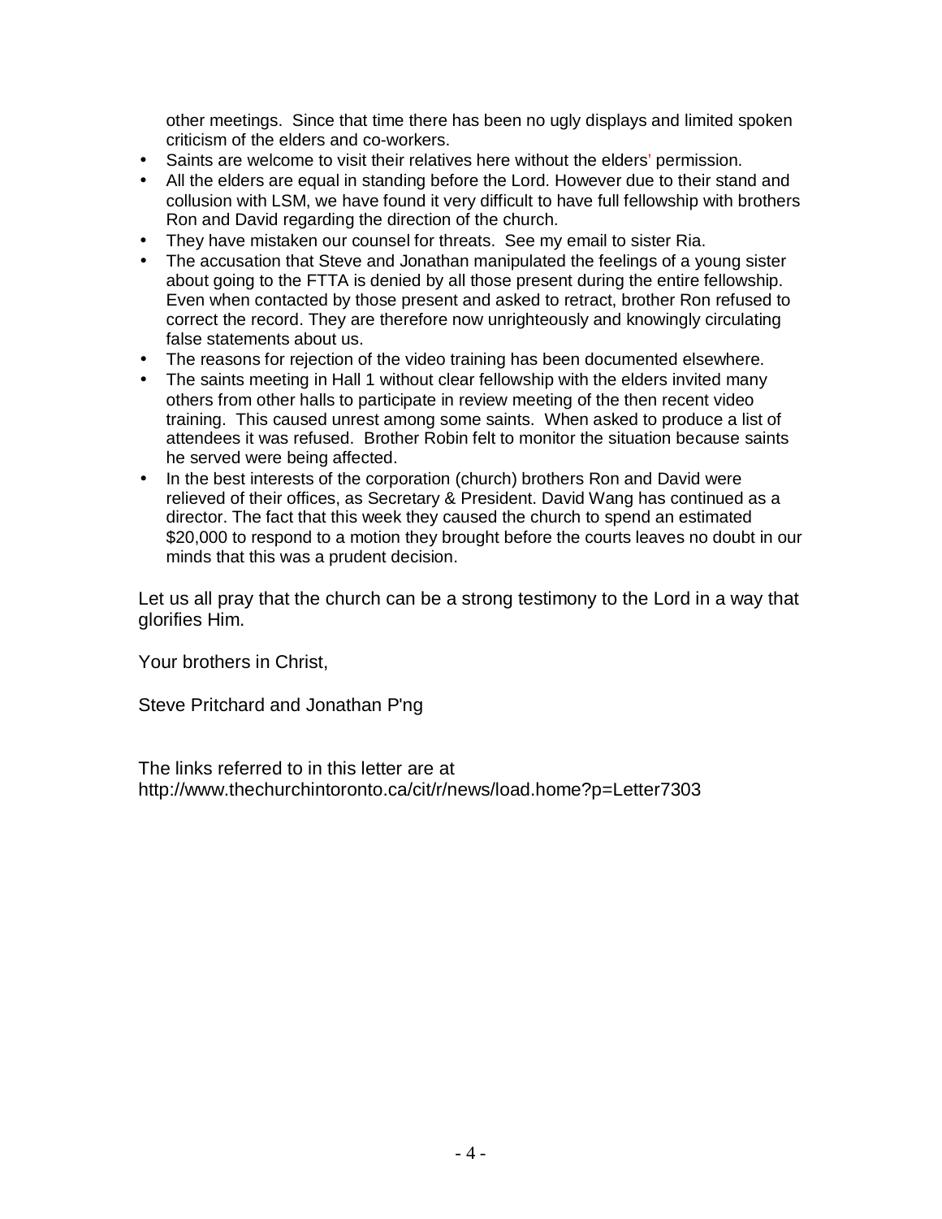other meetings. Since that time there has been no ugly displays and limited spoken criticism of the elders and co-workers.

- Saints are welcome to visit their relatives here without the elders' permission.
- All the elders are equal in standing before the Lord. However due to their stand and collusion with LSM, we have found it very difficult to have full fellowship with brothers Ron and David regarding the direction of the church.
- They have mistaken our counsel for threats. See my email to sister Ria.
- The accusation that Steve and Jonathan manipulated the feelings of a young sister about going to the FTTA is denied by all those present during the entire fellowship. Even when contacted by those present and asked to retract, brother Ron refused to correct the record. They are therefore now unrighteously and knowingly circulating false statements about us.
- The reasons for rejection of the video training has been documented elsewhere.
- The saints meeting in Hall 1 without clear fellowship with the elders invited many others from other halls to participate in review meeting of the then recent video training. This caused unrest among some saints. When asked to produce a list of attendees it was refused. Brother Robin felt to monitor the situation because saints he served were being affected.
- In the best interests of the corporation (church) brothers Ron and David were relieved of their offices, as Secretary & President. David Wang has continued as a director. The fact that this week they caused the church to spend an estimated $20,000 to respond to a motion they brought before the courts leaves no doubt in our minds that this was a prudent decision.

Let us all pray that the church can be a strong testimony to the Lord in a way that glorifies Him.

Your brothers in Christ,

Steve Pritchard and Jonathan P'ng

The links referred to in this letter are at
http://www.thechurchintoronto.ca/cit/r/news/load.home?p=Letter7303